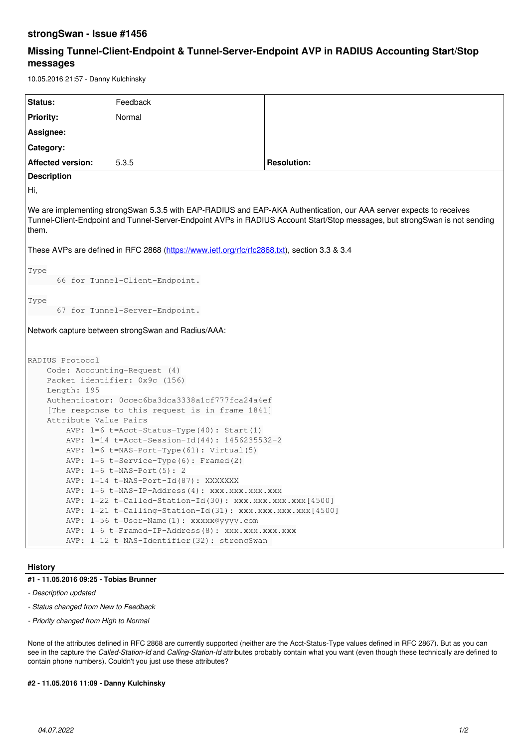# strongSwan - Issue #1456

## Missing Tunnel-Client-Endpoint & Tunnel-Server-Endpoint AVP in RADIUS Accounting Start/Stop messages

10.05.2016 21:57 - Danny Kulchinsky

| | | |
|---|---|---|
| **Status:** | Feedback | |
| **Priority:** | Normal | |
| **Assignee:** | | |
| **Category:** | | |
| **Affected version:** | 5.3.5 | **Resolution:** |

**Description**

Hi,

We are implementing strongSwan 5.3.5 with EAP-RADIUS and EAP-AKA Authentication, our AAA server expects to receives Tunnel-Client-Endpoint and Tunnel-Server-Endpoint AVPs in RADIUS Account Start/Stop messages, but strongSwan is not sending them.

These AVPs are defined in RFC 2868 (https://www.ietf.org/rfc/rfc2868.txt), section 3.3 & 3.4

```
Type
      66 for Tunnel-Client-Endpoint.

Type
      67 for Tunnel-Server-Endpoint.
```

Network capture between strongSwan and Radius/AAA:

```
RADIUS Protocol
    Code: Accounting-Request (4)
    Packet identifier: 0x9c (156)
    Length: 195
    Authenticator: 0ccec6ba3dca3338a1cf777fca24a4ef
    [The response to this request is in frame 1841]
    Attribute Value Pairs
        AVP: l=6 t=Acct-Status-Type(40): Start(1)
        AVP: l=14 t=Acct-Session-Id(44): 1456235532-2
        AVP: l=6 t=NAS-Port-Type(61): Virtual(5)
        AVP: l=6 t=Service-Type(6): Framed(2)
        AVP: l=6 t=NAS-Port(5): 2
        AVP: l=14 t=NAS-Port-Id(87): XXXXXXX
        AVP: l=6 t=NAS-IP-Address(4): xxx.xxx.xxx.xxx
        AVP: l=22 t=Called-Station-Id(30): xxx.xxx.xxx.xxx[4500]
        AVP: l=21 t=Calling-Station-Id(31): xxx.xxx.xxx.xxx[4500]
        AVP: l=56 t=User-Name(1): xxxxx@yyyy.com
        AVP: l=6 t=Framed-IP-Address(8): xxx.xxx.xxx.xxx
        AVP: l=12 t=NAS-Identifier(32): strongSwan
```

### History

#### #1 - 11.05.2016 09:25 - Tobias Brunner

*- Description updated*

*- Status changed from New to Feedback*

*- Priority changed from High to Normal*

None of the attributes defined in RFC 2868 are currently supported (neither are the Acct-Status-Type values defined in RFC 2867). But as you can see in the capture the *Called-Station-Id* and *Calling-Station-Id* attributes probably contain what you want (even though these technically are defined to contain phone numbers). Couldn't you just use these attributes?

#### #2 - 11.05.2016 11:09 - Danny Kulchinsky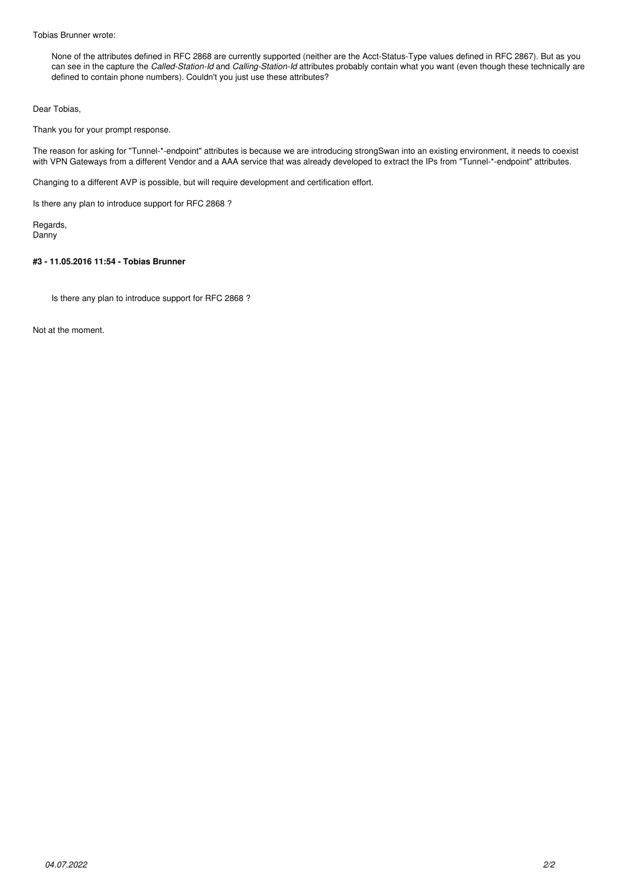Tobias Brunner wrote:

> None of the attributes defined in RFC 2868 are currently supported (neither are the Acct-Status-Type values defined in RFC 2867). But as you can see in the capture the *Called-Station-Id* and *Calling-Station-Id* attributes probably contain what you want (even though these technically are defined to contain phone numbers). Couldn't you just use these attributes?

Dear Tobias,

Thank you for your prompt response.

The reason for asking for "Tunnel-*-endpoint" attributes is because we are introducing strongSwan into an existing environment, it needs to coexist with VPN Gateways from a different Vendor and a AAA service that was already developed to extract the IPs from "Tunnel-*-endpoint" attributes.

Changing to a different AVP is possible, but will require development and certification effort.

Is there any plan to introduce support for RFC 2868 ?

Regards,
Danny

#### #3 - 11.05.2016 11:54 - Tobias Brunner

> Is there any plan to introduce support for RFC 2868 ?

Not at the moment.